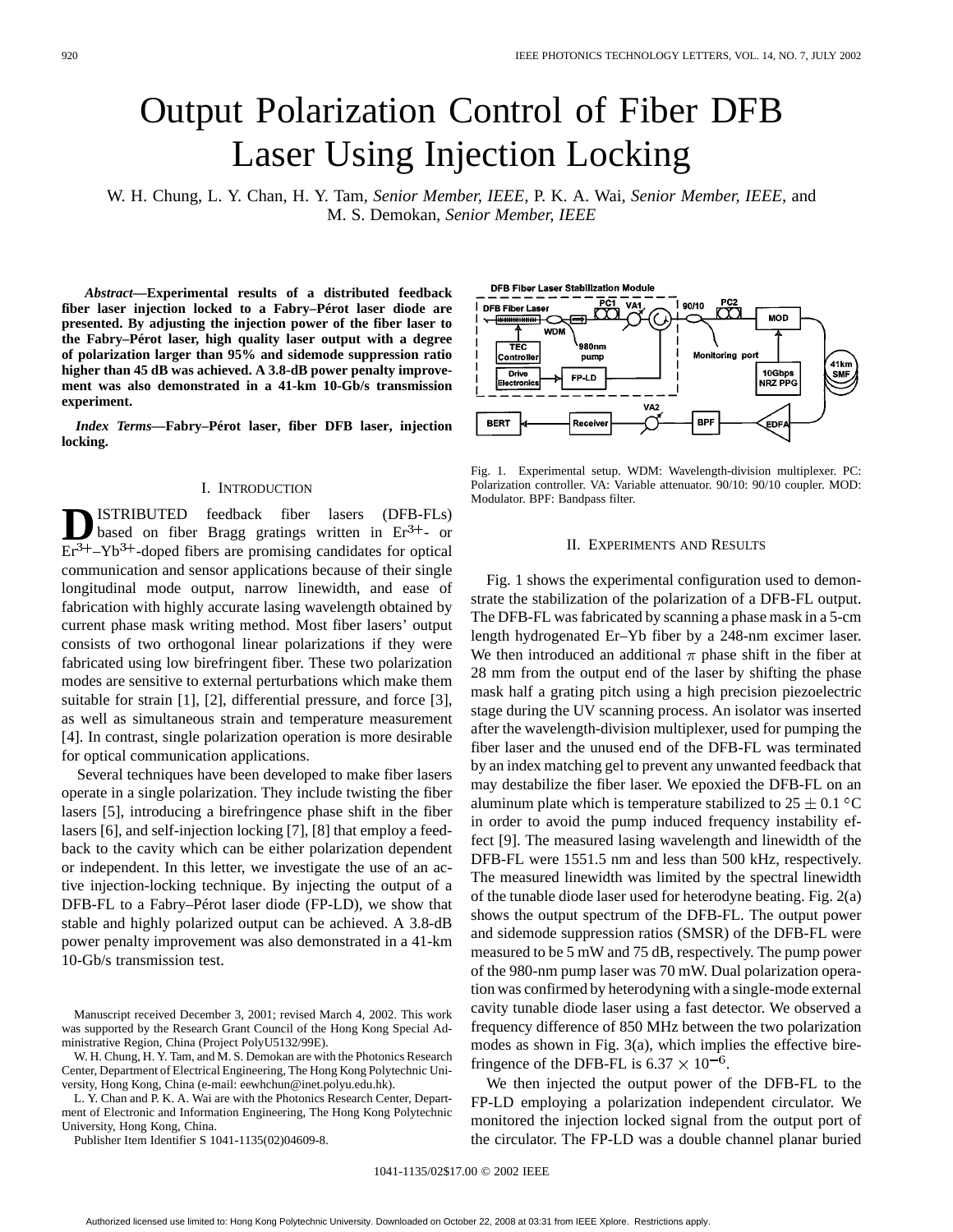# Output Polarization Control of Fiber DFB Laser Using Injection Locking

W. H. Chung, L. Y. Chan, H. Y. Tam, *Senior Member, IEEE*, P. K. A. Wai, *Senior Member, IEEE*, and M. S. Demokan, *Senior Member, IEEE*

***Abstract*—Experimental results of a distributed feedback fiber laser injection locked to a Fabry–Pérot laser diode are presented. By adjusting the injection power of the fiber laser to the Fabry–Pérot laser, high quality laser output with a degree of polarization larger than 95% and sidemode suppression ratio higher than 45 dB was achieved. A 3.8-dB power penalty improvement was also demonstrated in a 41-km 10-Gb/s transmission experiment.**

***Index Terms*—Fabry–Pérot laser, fiber DFB laser, injection locking.**

## I. Introduction

Distributed feedback fiber lasers (DFB-FLs) based on fiber Bragg gratings written in $Er^{3+}$- or $Er^{3+}$–$Yb^{3+}$-doped fibers are promising candidates for optical communication and sensor applications because of their single longitudinal mode output, narrow linewidth, and ease of fabrication with highly accurate lasing wavelength obtained by current phase mask writing method. Most fiber lasers' output consists of two orthogonal linear polarizations if they were fabricated using low birefringent fiber. These two polarization modes are sensitive to external perturbations which make them suitable for strain [1], [2], differential pressure, and force [3], as well as simultaneous strain and temperature measurement [4]. In contrast, single polarization operation is more desirable for optical communication applications.

Several techniques have been developed to make fiber lasers operate in a single polarization. They include twisting the fiber lasers [5], introducing a birefringence phase shift in the fiber lasers [6], and self-injection locking [7], [8] that employ a feedback to the cavity which can be either polarization dependent or independent. In this letter, we investigate the use of an active injection-locking technique. By injecting the output of a DFB-FL to a Fabry–Pérot laser diode (FP-LD), we show that stable and highly polarized output can be achieved. A 3.8-dB power penalty improvement was also demonstrated in a 41-km 10-Gb/s transmission test.

Manuscript received December 3, 2001; revised March 4, 2002. This work was supported by the Research Grant Council of the Hong Kong Special Administrative Region, China (Project PolyU5132/99E).

W. H. Chung, H. Y. Tam, and M. S. Demokan are with the Photonics Research Center, Department of Electrical Engineering, The Hong Kong Polytechnic University, Hong Kong, China (e-mail: eewhchun@inet.polyu.edu.hk).

L. Y. Chan and P. K. A. Wai are with the Photonics Research Center, Department of Electronic and Information Engineering, The Hong Kong Polytechnic University, Hong Kong, China.

Publisher Item Identifier S 1041-1135(02)04609-8.

Fig. 1. Experimental setup. WDM: Wavelength-division multiplexer. PC: Polarization controller. VA: Variable attenuator. 90/10: 90/10 coupler. MOD: Modulator. BPF: Bandpass filter.

## II. Experiments and Results

Fig. 1 shows the experimental configuration used to demonstrate the stabilization of the polarization of a DFB-FL output. The DFB-FL was fabricated by scanning a phase mask in a 5-cm length hydrogenated Er–Yb fiber by a 248-nm excimer laser. We then introduced an additional $\pi$ phase shift in the fiber at 28 mm from the output end of the laser by shifting the phase mask half a grating pitch using a high precision piezoelectric stage during the UV scanning process. An isolator was inserted after the wavelength-division multiplexer, used for pumping the fiber laser and the unused end of the DFB-FL was terminated by an index matching gel to prevent any unwanted feedback that may destabilize the fiber laser. We epoxied the DFB-FL on an aluminum plate which is temperature stabilized to $25 \pm 0.1$ °C in order to avoid the pump induced frequency instability effect [9]. The measured lasing wavelength and linewidth of the DFB-FL were 1551.5 nm and less than 500 kHz, respectively. The measured linewidth was limited by the spectral linewidth of the tunable diode laser used for heterodyne beating. Fig. 2(a) shows the output spectrum of the DFB-FL. The output power and sidemode suppression ratios (SMSR) of the DFB-FL were measured to be 5 mW and 75 dB, respectively. The pump power of the 980-nm pump laser was 70 mW. Dual polarization operation was confirmed by heterodyning with a single-mode external cavity tunable diode laser using a fast detector. We observed a frequency difference of 850 MHz between the two polarization modes as shown in Fig. 3(a), which implies the effective birefringence of the DFB-FL is $6.37 \times 10^{-6}$.

We then injected the output power of the DFB-FL to the FP-LD employing a polarization independent circulator. We monitored the injection locked signal from the output port of the circulator. The FP-LD was a double channel planar buried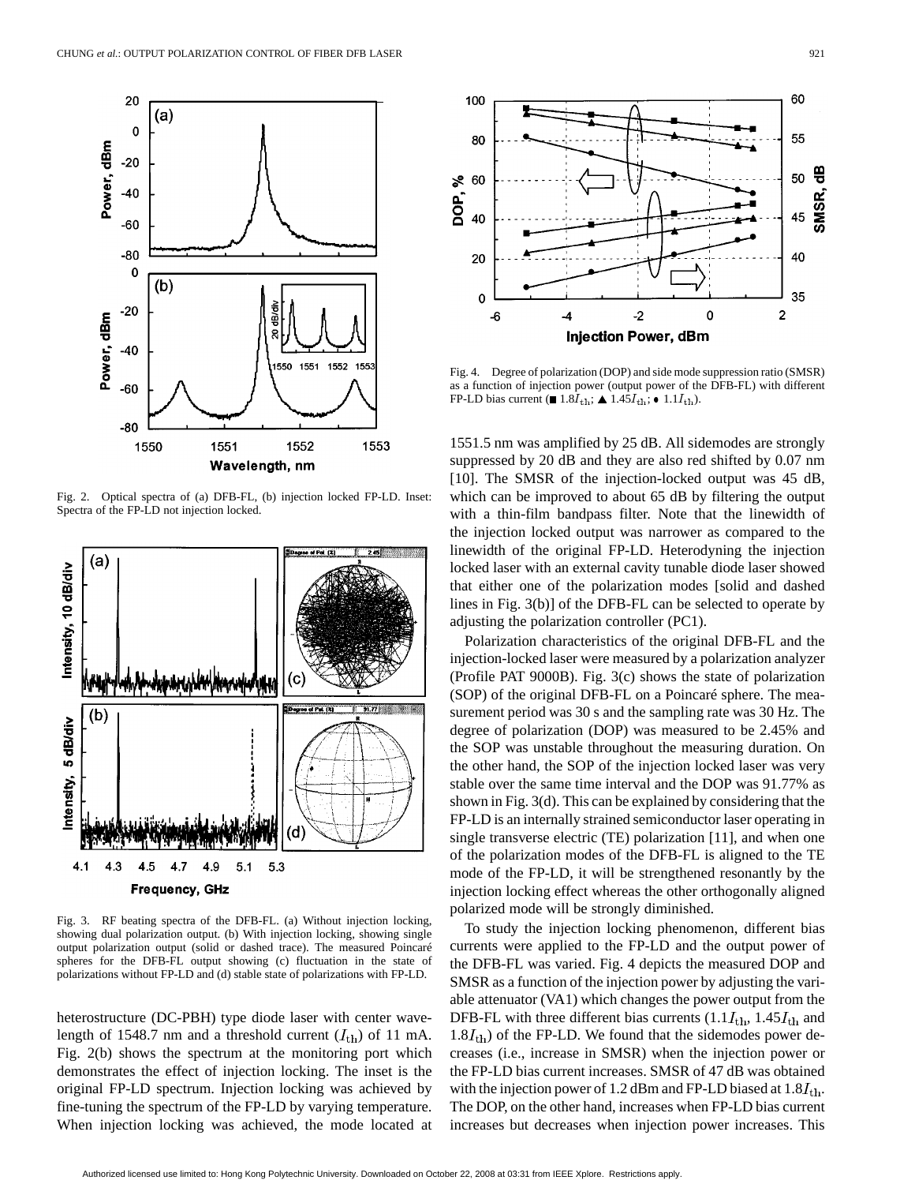Fig. 2. Optical spectra of (a) DFB-FL, (b) injection locked FP-LD. Inset: Spectra of the FP-LD not injection locked.

Fig. 3. RF beating spectra of the DFB-FL. (a) Without injection locking, showing dual polarization output. (b) With injection locking, showing single output polarization output (solid or dashed trace). The measured Poincaré spheres for the DFB-FL output showing (c) fluctuation in the state of polarizations without FP-LD and (d) stable state of polarizations with FP-LD.

heterostructure (DC-PBH) type diode laser with center wavelength of 1548.7 nm and a threshold current ($I_{\rm th}$) of 11 mA. Fig. 2(b) shows the spectrum at the monitoring port which demonstrates the effect of injection locking. The inset is the original FP-LD spectrum. Injection locking was achieved by fine-tuning the spectrum of the FP-LD by varying temperature. When injection locking was achieved, the mode located at 1551.5 nm was amplified by 25 dB. All sidemodes are strongly suppressed by 20 dB and they are also red shifted by 0.07 nm [10]. The SMSR of the injection-locked output was 45 dB, which can be improved to about 65 dB by filtering the output with a thin-film bandpass filter. Note that the linewidth of the injection locked output was narrower as compared to the linewidth of the original FP-LD. Heterodyning the injection locked laser with an external cavity tunable diode laser showed that either one of the polarization modes [solid and dashed lines in Fig. 3(b)] of the DFB-FL can be selected to operate by adjusting the polarization controller (PC1).

Fig. 4. Degree of polarization (DOP) and side mode suppression ratio (SMSR) as a function of injection power (output power of the DFB-FL) with different FP-LD bias current (■ $1.8I_{\rm th}$; ▲ $1.45I_{\rm th}$; ● $1.1I_{\rm th}$).

Polarization characteristics of the original DFB-FL and the injection-locked laser were measured by a polarization analyzer (Profile PAT 9000B). Fig. 3(c) shows the state of polarization (SOP) of the original DFB-FL on a Poincaré sphere. The measurement period was 30 s and the sampling rate was 30 Hz. The degree of polarization (DOP) was measured to be 2.45% and the SOP was unstable throughout the measuring duration. On the other hand, the SOP of the injection locked laser was very stable over the same time interval and the DOP was 91.77% as shown in Fig. 3(d). This can be explained by considering that the FP-LD is an internally strained semiconductor laser operating in single transverse electric (TE) polarization [11], and when one of the polarization modes of the DFB-FL is aligned to the TE mode of the FP-LD, it will be strengthened resonantly by the injection locking effect whereas the other orthogonally aligned polarized mode will be strongly diminished.

To study the injection locking phenomenon, different bias currents were applied to the FP-LD and the output power of the DFB-FL was varied. Fig. 4 depicts the measured DOP and SMSR as a function of the injection power by adjusting the variable attenuator (VA1) which changes the power output from the DFB-FL with three different bias currents ($1.1I_{\rm th}$, $1.45I_{\rm th}$ and $1.8I_{\rm th}$) of the FP-LD. We found that the sidemodes power decreases (i.e., increase in SMSR) when the injection power or the FP-LD bias current increases. SMSR of 47 dB was obtained with the injection power of 1.2 dBm and FP-LD biased at $1.8I_{\rm th}$. The DOP, on the other hand, increases when FP-LD bias current increases but decreases when injection power increases. This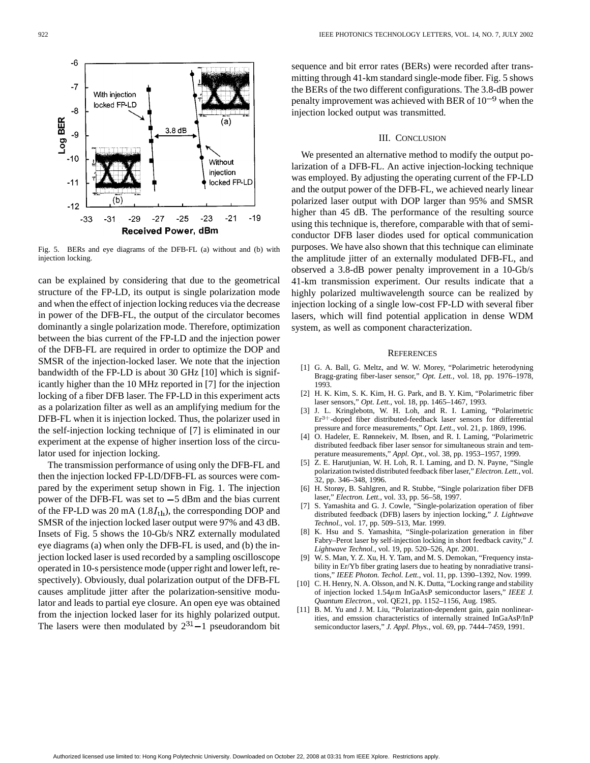-6
-7
-8
-9
-10
-11
-12
Log BER
With injection locked FP-LD
3.8 dB
(a)
Without injection locked FP-LD
(b)
-33 -31 -29 -27 -25 -23 -21 -19
Received Power, dBm

Fig. 5. BERs and eye diagrams of the DFB-FL (a) without and (b) with injection locking.

can be explained by considering that due to the geometrical structure of the FP-LD, its output is single polarization mode and when the effect of injection locking reduces via the decrease in power of the DFB-FL, the output of the circulator becomes dominantly a single polarization mode. Therefore, optimization between the bias current of the FP-LD and the injection power of the DFB-FL are required in order to optimize the DOP and SMSR of the injection-locked laser. We note that the injection bandwidth of the FP-LD is about 30 GHz [10] which is significantly higher than the 10 MHz reported in [7] for the injection locking of a fiber DFB laser. The FP-LD in this experiment acts as a polarization filter as well as an amplifying medium for the DFB-FL when it is injection locked. Thus, the polarizer used in the self-injection locking technique of [7] is eliminated in our experiment at the expense of higher insertion loss of the circulator used for injection locking.

The transmission performance of using only the DFB-FL and then the injection locked FP-LD/DFB-FL as sources were compared by the experiment setup shown in Fig. 1. The injection power of the DFB-FL was set to −5 dBm and the bias current of the FP-LD was 20 mA ($1.8 I_{th}$), the corresponding DOP and SMSR of the injection locked laser output were 97% and 43 dB. Insets of Fig. 5 shows the 10-Gb/s NRZ externally modulated eye diagrams (a) when only the DFB-FL is used, and (b) the injection locked laser is used recorded by a sampling oscilloscope operated in 10-s persistence mode (upper right and lower left, respectively). Obviously, dual polarization output of the DFB-FL causes amplitude jitter after the polarization-sensitive modulator and leads to partial eye closure. An open eye was obtained from the injection locked laser for its highly polarized output. The lasers were then modulated by $2^{31}-1$ pseudorandom bit sequence and bit error rates (BERs) were recorded after transmitting through 41-km standard single-mode fiber. Fig. 5 shows the BERs of the two different configurations. The 3.8-dB power penalty improvement was achieved with BER of $10^{-9}$ when the injection locked output was transmitted.

## III. Conclusion

We presented an alternative method to modify the output polarization of a DFB-FL. An active injection-locking technique was employed. By adjusting the operating current of the FP-LD and the output power of the DFB-FL, we achieved nearly linear polarized laser output with DOP larger than 95% and SMSR higher than 45 dB. The performance of the resulting source using this technique is, therefore, comparable with that of semiconductor DFB laser diodes used for optical communication purposes. We have also shown that this technique can eliminate the amplitude jitter of an externally modulated DFB-FL, and observed a 3.8-dB power penalty improvement in a 10-Gb/s 41-km transmission experiment. Our results indicate that a highly polarized multiwavelength source can be realized by injection locking of a single low-cost FP-LD with several fiber lasers, which will find potential application in dense WDM system, as well as component characterization.

## References

[1] G. A. Ball, G. Meltz, and W. W. Morey, "Polarimetric heterodyning Bragg-grating fiber-laser sensor," *Opt. Lett.*, vol. 18, pp. 1976–1978, 1993.

[2] H. K. Kim, S. K. Kim, H. G. Park, and B. Y. Kim, "Polarimetric fiber laser sensors," *Opt. Lett.*, vol. 18, pp. 1465–1467, 1993.

[3] J. L. Kringlebotn, W. H. Loh, and R. I. Laming, "Polarimetric $Er^{3+}$-doped fiber distributed-feedback laser sensors for differential pressure and force measurements," *Opt. Lett.*, vol. 21, p. 1869, 1996.

[4] O. Hadeler, E. Rønnekeiv, M. Ibsen, and R. I. Laming, "Polarimetric distributed feedback fiber laser sensor for simultaneous strain and temperature measurements," *Appl. Opt.*, vol. 38, pp. 1953–1957, 1999.

[5] Z. E. Harutjunian, W. H. Loh, R. I. Laming, and D. N. Payne, "Single polarization twisted distributed feedback fiber laser," *Electron. Lett.*, vol. 32, pp. 346–348, 1996.

[6] H. Storøy, B. Sahlgren, and R. Stubbe, "Single polarization fiber DFB laser," *Electron. Lett.*, vol. 33, pp. 56–58, 1997.

[7] S. Yamashita and G. J. Cowle, "Single-polarization operation of fiber distributed feedback (DFB) lasers by injection locking," *J. Lightwave Technol.*, vol. 17, pp. 509–513, Mar. 1999.

[8] K. Hsu and S. Yamashita, "Single-polarization generation in fiber Fabry–Perot laser by self-injection locking in short feedback cavity," *J. Lightwave Technol.*, vol. 19, pp. 520–526, Apr. 2001.

[9] W. S. Man, Y. Z. Xu, H. Y. Tam, and M. S. Demokan, "Frequency instability in Er/Yb fiber grating lasers due to heating by nonradiative transitions," *IEEE Photon. Techol. Lett.*, vol. 11, pp. 1390–1392, Nov. 1999.

[10] C. H. Henry, N. A. Olsson, and N. K. Dutta, "Locking range and stability of injection locked 1.54$\mu$m InGaAsP semiconductor lasers," *IEEE J. Quantum Electron.*, vol. QE21, pp. 1152–1156, Aug. 1985.

[11] B. M. Yu and J. M. Liu, "Polarization-dependent gain, gain nonlinearities, and emssion characteristics of internally strained InGaAsP/InP semiconductor lasers," *J. Appl. Phys.*, vol. 69, pp. 7444–7459, 1991.